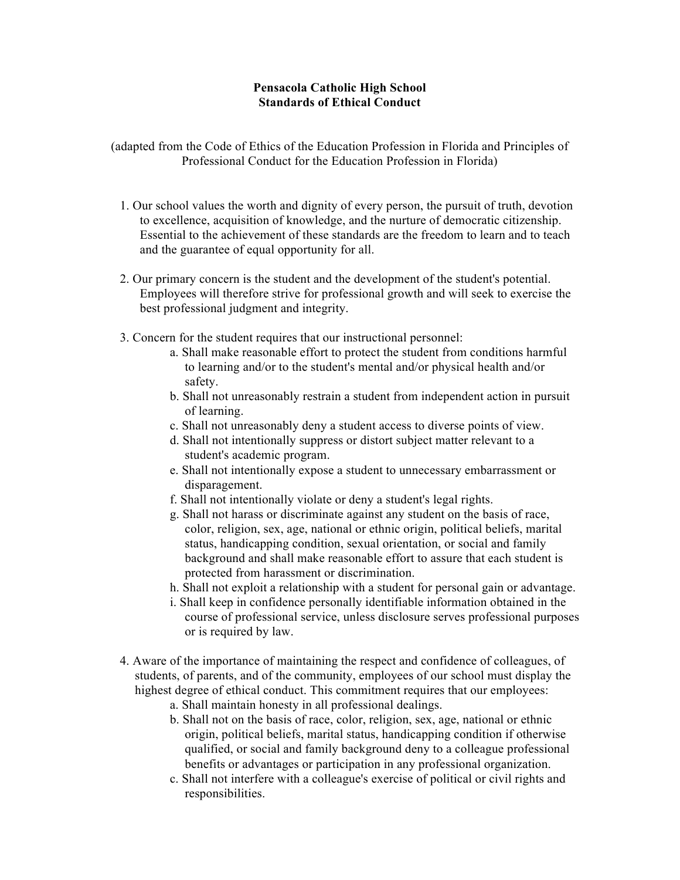# Pensacola Catholic High School
# Standards of Ethical Conduct

(adapted from the Code of Ethics of the Education Profession in Florida and Principles of Professional Conduct for the Education Profession in Florida)

1. Our school values the worth and dignity of every person, the pursuit of truth, devotion to excellence, acquisition of knowledge, and the nurture of democratic citizenship. Essential to the achievement of these standards are the freedom to learn and to teach and the guarantee of equal opportunity for all.

2. Our primary concern is the student and the development of the student's potential. Employees will therefore strive for professional growth and will seek to exercise the best professional judgment and integrity.

3. Concern for the student requires that our instructional personnel:
   a. Shall make reasonable effort to protect the student from conditions harmful to learning and/or to the student's mental and/or physical health and/or safety.
   b. Shall not unreasonably restrain a student from independent action in pursuit of learning.
   c. Shall not unreasonably deny a student access to diverse points of view.
   d. Shall not intentionally suppress or distort subject matter relevant to a student's academic program.
   e. Shall not intentionally expose a student to unnecessary embarrassment or disparagement.
   f. Shall not intentionally violate or deny a student's legal rights.
   g. Shall not harass or discriminate against any student on the basis of race, color, religion, sex, age, national or ethnic origin, political beliefs, marital status, handicapping condition, sexual orientation, or social and family background and shall make reasonable effort to assure that each student is protected from harassment or discrimination.
   h. Shall not exploit a relationship with a student for personal gain or advantage.
   i. Shall keep in confidence personally identifiable information obtained in the course of professional service, unless disclosure serves professional purposes or is required by law.

4. Aware of the importance of maintaining the respect and confidence of colleagues, of students, of parents, and of the community, employees of our school must display the highest degree of ethical conduct. This commitment requires that our employees:
   a. Shall maintain honesty in all professional dealings.
   b. Shall not on the basis of race, color, religion, sex, age, national or ethnic origin, political beliefs, marital status, handicapping condition if otherwise qualified, or social and family background deny to a colleague professional benefits or advantages or participation in any professional organization.
   c. Shall not interfere with a colleague's exercise of political or civil rights and responsibilities.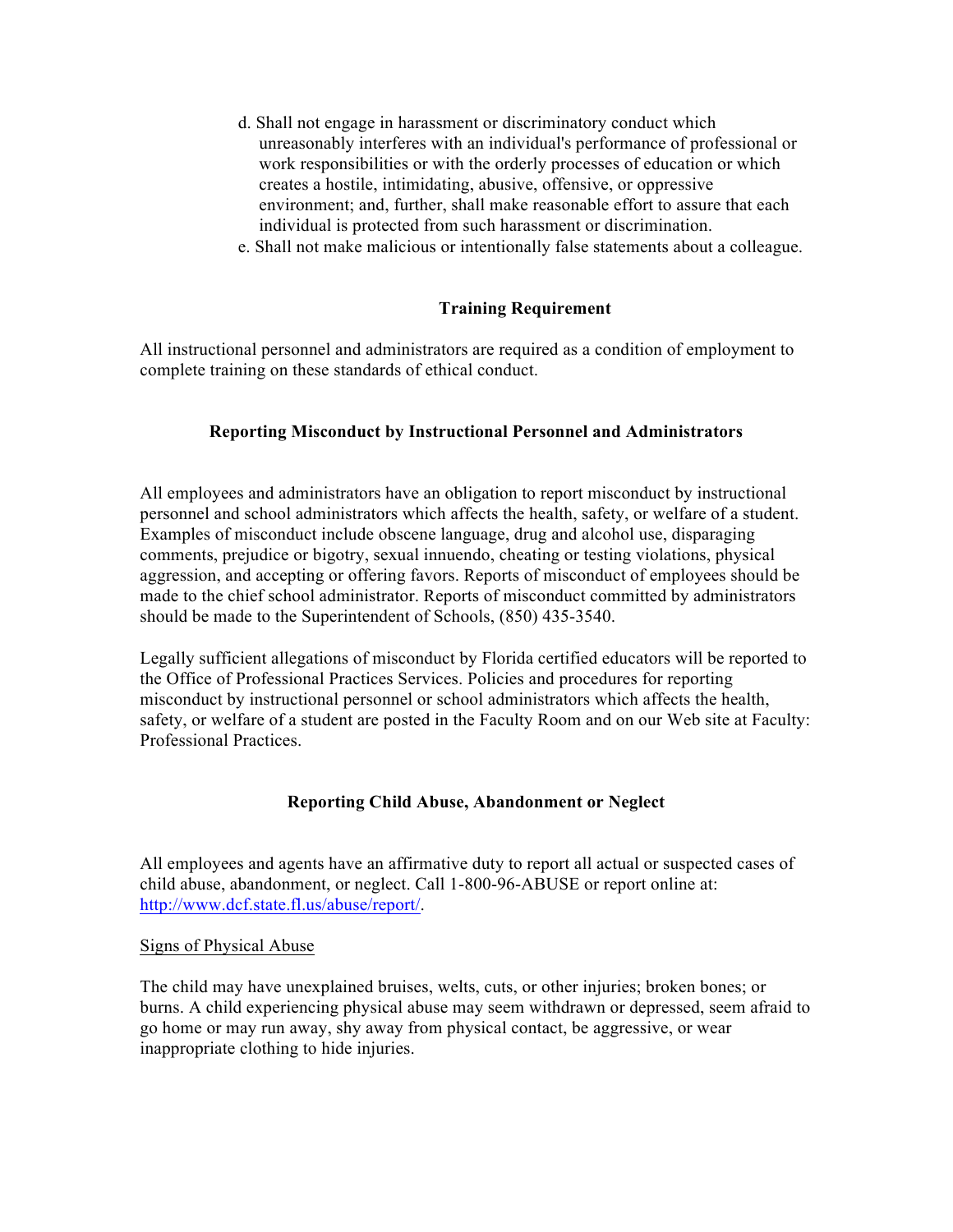d. Shall not engage in harassment or discriminatory conduct which unreasonably interferes with an individual's performance of professional or work responsibilities or with the orderly processes of education or which creates a hostile, intimidating, abusive, offensive, or oppressive environment; and, further, shall make reasonable effort to assure that each individual is protected from such harassment or discrimination.

e. Shall not make malicious or intentionally false statements about a colleague.

## Training Requirement

All instructional personnel and administrators are required as a condition of employment to complete training on these standards of ethical conduct.

## Reporting Misconduct by Instructional Personnel and Administrators

All employees and administrators have an obligation to report misconduct by instructional personnel and school administrators which affects the health, safety, or welfare of a student. Examples of misconduct include obscene language, drug and alcohol use, disparaging comments, prejudice or bigotry, sexual innuendo, cheating or testing violations, physical aggression, and accepting or offering favors. Reports of misconduct of employees should be made to the chief school administrator. Reports of misconduct committed by administrators should be made to the Superintendent of Schools, (850) 435-3540.

Legally sufficient allegations of misconduct by Florida certified educators will be reported to the Office of Professional Practices Services. Policies and procedures for reporting misconduct by instructional personnel or school administrators which affects the health, safety, or welfare of a student are posted in the Faculty Room and on our Web site at Faculty: Professional Practices.

## Reporting Child Abuse, Abandonment or Neglect

All employees and agents have an affirmative duty to report all actual or suspected cases of child abuse, abandonment, or neglect. Call 1-800-96-ABUSE or report online at: [http://www.dcf.state.fl.us/abuse/report/](http://www.dcf.state.fl.us/abuse/report/).

<u>Signs of Physical Abuse</u>

The child may have unexplained bruises, welts, cuts, or other injuries; broken bones; or burns. A child experiencing physical abuse may seem withdrawn or depressed, seem afraid to go home or may run away, shy away from physical contact, be aggressive, or wear inappropriate clothing to hide injuries.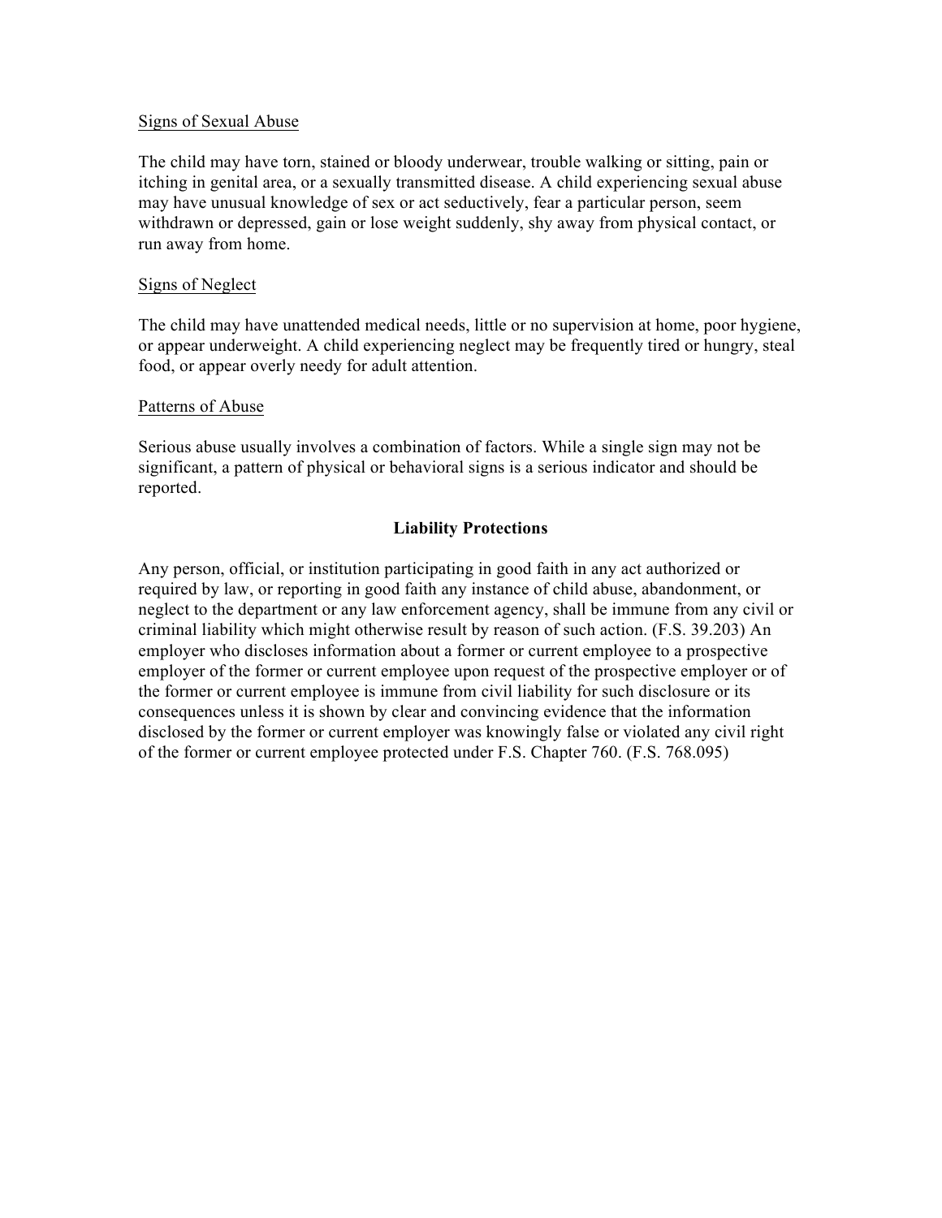Signs of Sexual Abuse

The child may have torn, stained or bloody underwear, trouble walking or sitting, pain or itching in genital area, or a sexually transmitted disease. A child experiencing sexual abuse may have unusual knowledge of sex or act seductively, fear a particular person, seem withdrawn or depressed, gain or lose weight suddenly, shy away from physical contact, or run away from home.

Signs of Neglect

The child may have unattended medical needs, little or no supervision at home, poor hygiene, or appear underweight. A child experiencing neglect may be frequently tired or hungry, steal food, or appear overly needy for adult attention.

Patterns of Abuse

Serious abuse usually involves a combination of factors. While a single sign may not be significant, a pattern of physical or behavioral signs is a serious indicator and should be reported.

## Liability Protections

Any person, official, or institution participating in good faith in any act authorized or required by law, or reporting in good faith any instance of child abuse, abandonment, or neglect to the department or any law enforcement agency, shall be immune from any civil or criminal liability which might otherwise result by reason of such action. (F.S. 39.203) An employer who discloses information about a former or current employee to a prospective employer of the former or current employee upon request of the prospective employer or of the former or current employee is immune from civil liability for such disclosure or its consequences unless it is shown by clear and convincing evidence that the information disclosed by the former or current employer was knowingly false or violated any civil right of the former or current employee protected under F.S. Chapter 760. (F.S. 768.095)